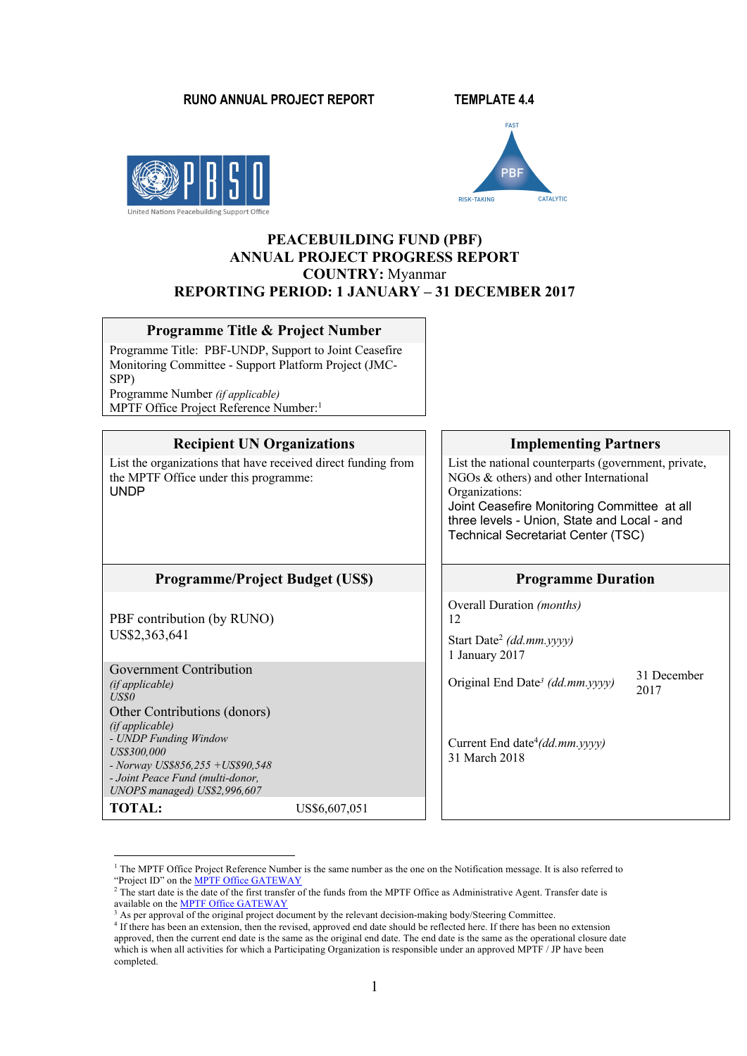RUNO ANNUAL PROJECT REPORT TEMPLATE 4.4

FAST

PBF

RISK-TAKING CATALYTIC

United Nations Peacebuilding Support Office

# PEACEBUILDING FUND (PBF)
# ANNUAL PROJECT PROGRESS REPORT
# COUNTRY: Myanmar
# REPORTING PERIOD: 1 JANUARY – 31 DECEMBER 2017

| **Programme Title & Project Number** |
|---|
| Programme Title: PBF-UNDP, Support to Joint Ceasefire Monitoring Committee - Support Platform Project (JMC-SPP)<br>Programme Number *(if applicable)*<br>MPTF Office Project Reference Number:[1] |

| **Recipient UN Organizations** | **Implementing Partners** |
|---|---|
| List the organizations that have received direct funding from the MPTF Office under this programme:<br>UNDP | List the national counterparts (government, private, NGOs & others) and other International Organizations:<br>Joint Ceasefire Monitoring Committee at all three levels - Union, State and Local - and Technical Secretariat Center (TSC) |
| **Programme/Project Budget (US$)** | **Programme Duration** |
| PBF contribution (by RUNO)<br>US$2,363,641 | Overall Duration *(months)*<br>12<br>Start Date[2] *(dd.mm.yyyy)*<br>1 January 2017<br>Original End Date[3] *(dd.mm.yyyy)* 31 December 2017 |
| Government Contribution<br>*(if applicable)*<br>*US$0*<br>Other Contributions (donors)<br>*(if applicable)*<br>*- UNDP Funding Window*<br>*US$300,000*<br>*- Norway US$856,255 +US$90,548*<br>*- Joint Peace Fund (multi-donor, UNOPS managed) US$2,996,607* | Current End date[4]*(dd.mm.yyyy)*<br>31 March 2018 |
| **TOTAL:** US$6,607,051 | |

[1] The MPTF Office Project Reference Number is the same number as the one on the Notification message. It is also referred to "Project ID" on the MPTF Office GATEWAY

[2] The start date is the date of the first transfer of the funds from the MPTF Office as Administrative Agent. Transfer date is available on the MPTF Office GATEWAY

[3] As per approval of the original project document by the relevant decision-making body/Steering Committee.

[4] If there has been an extension, then the revised, approved end date should be reflected here. If there has been no extension approved, then the current end date is the same as the original end date. The end date is the same as the operational closure date which is when all activities for which a Participating Organization is responsible under an approved MPTF / JP have been completed.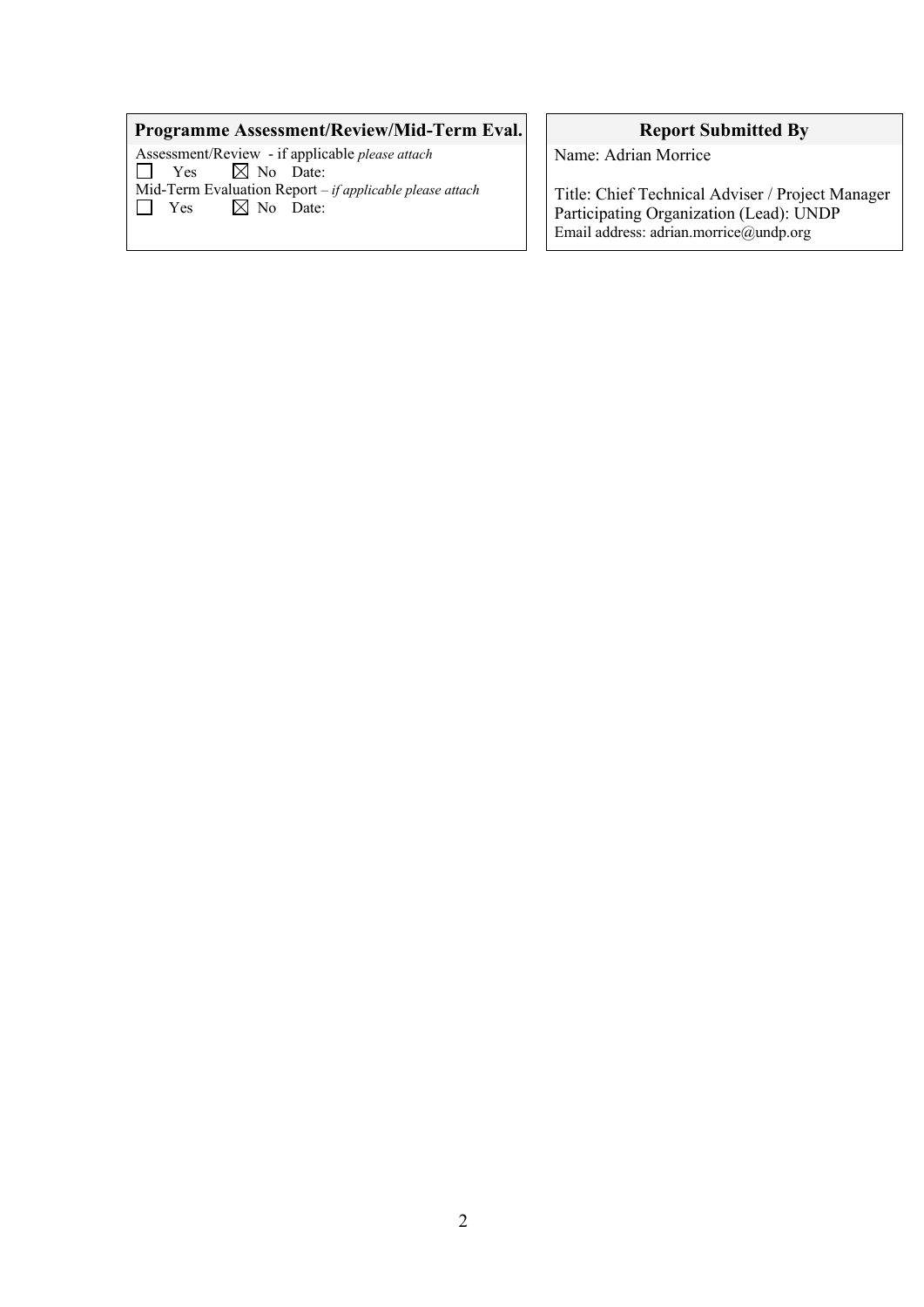**Programme Assessment/Review/Mid-Term Eval.**

Assessment/Review - if applicable *please attach*
☐ Yes ☒ No Date:
Mid-Term Evaluation Report – *if applicable please attach*
☐ Yes ☒ No Date:

**Report Submitted By**

Name: Adrian Morrice

Title: Chief Technical Adviser / Project Manager
Participating Organization (Lead): UNDP
Email address: adrian.morrice@undp.org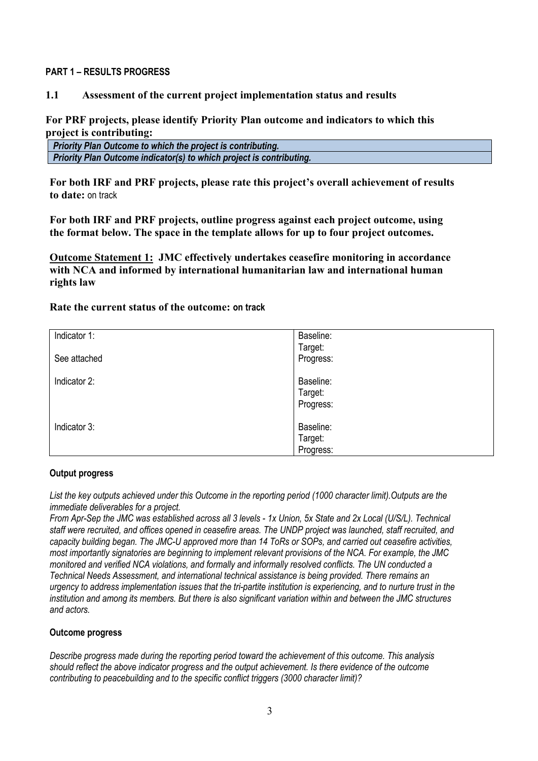**PART 1 – RESULTS PROGRESS**

## 1.1 Assessment of the current project implementation status and results

**For PRF projects, please identify Priority Plan outcome and indicators to which this project is contributing:**

| |
|---|
| ***Priority Plan Outcome to which the project is contributing.*** |
| ***Priority Plan Outcome indicator(s) to which project is contributing.*** |

**For both IRF and PRF projects, please rate this project's overall achievement of results to date:** on track

**For both IRF and PRF projects, outline progress against each project outcome, using the format below. The space in the template allows for up to four project outcomes.**

**<u>Outcome Statement 1:</u> JMC effectively undertakes ceasefire monitoring in accordance with NCA and informed by international humanitarian law and international human rights law**

**Rate the current status of the outcome: on track**

| | |
|---|---|
| Indicator 1:<br><br>See attached | Baseline:<br>Target:<br>Progress: |
| Indicator 2: | Baseline:<br>Target:<br>Progress: |
| Indicator 3: | Baseline:<br>Target:<br>Progress: |

**Output progress**

*List the key outputs achieved under this Outcome in the reporting period (1000 character limit).Outputs are the immediate deliverables for a project.*

*From Apr-Sep the JMC was established across all 3 levels - 1x Union, 5x State and 2x Local (U/S/L). Technical staff were recruited, and offices opened in ceasefire areas. The UNDP project was launched, staff recruited, and capacity building began. The JMC-U approved more than 14 ToRs or SOPs, and carried out ceasefire activities, most importantly signatories are beginning to implement relevant provisions of the NCA. For example, the JMC monitored and verified NCA violations, and formally and informally resolved conflicts. The UN conducted a Technical Needs Assessment, and international technical assistance is being provided. There remains an urgency to address implementation issues that the tri-partite institution is experiencing, and to nurture trust in the institution and among its members. But there is also significant variation within and between the JMC structures and actors.*

**Outcome progress**

*Describe progress made during the reporting period toward the achievement of this outcome. This analysis should reflect the above indicator progress and the output achievement. Is there evidence of the outcome contributing to peacebuilding and to the specific conflict triggers (3000 character limit)?*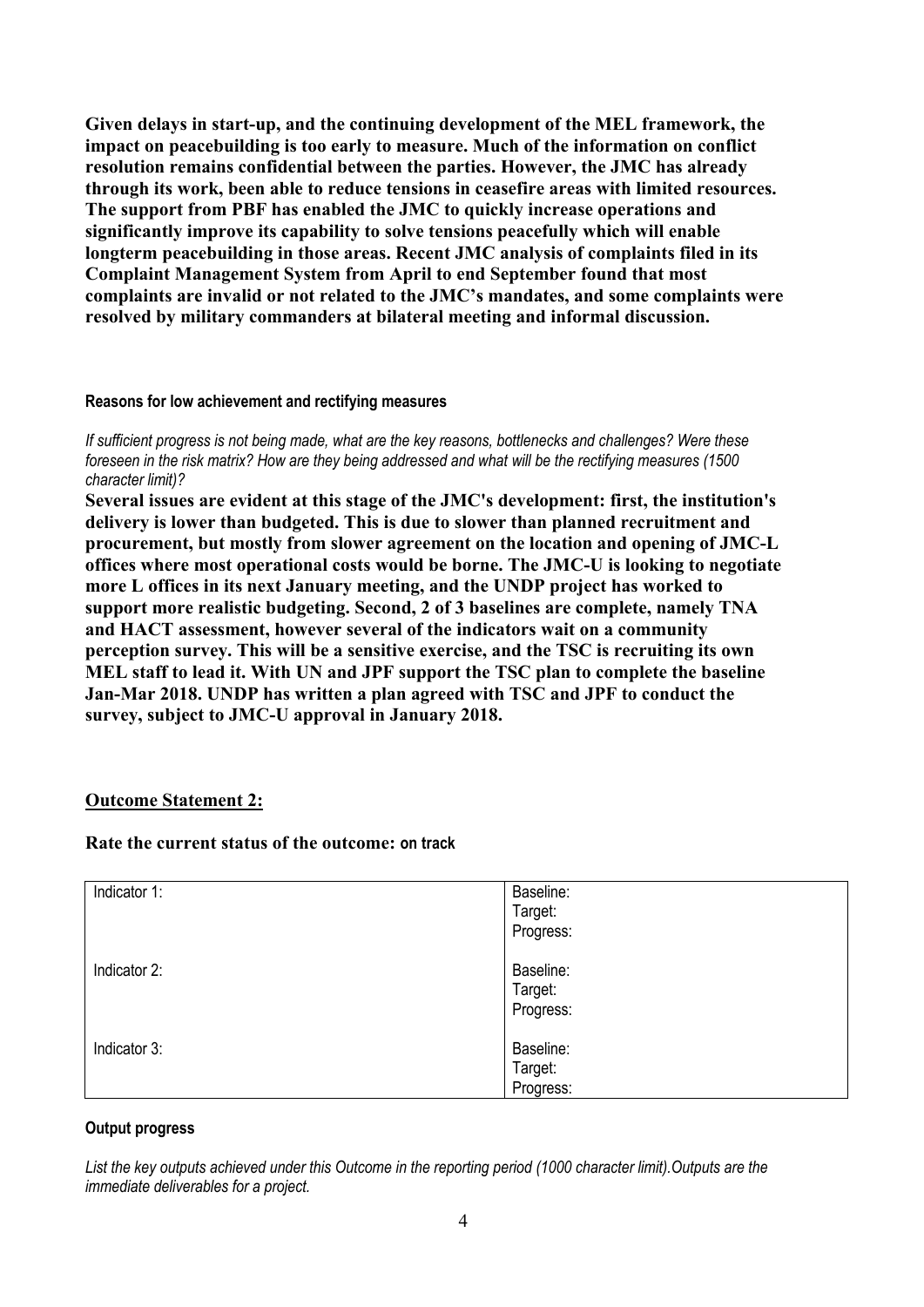**Given delays in start-up, and the continuing development of the MEL framework, the impact on peacebuilding is too early to measure. Much of the information on conflict resolution remains confidential between the parties. However, the JMC has already through its work, been able to reduce tensions in ceasefire areas with limited resources. The support from PBF has enabled the JMC to quickly increase operations and significantly improve its capability to solve tensions peacefully which will enable longterm peacebuilding in those areas. Recent JMC analysis of complaints filed in its Complaint Management System from April to end September found that most complaints are invalid or not related to the JMC's mandates, and some complaints were resolved by military commanders at bilateral meeting and informal discussion.**

#### Reasons for low achievement and rectifying measures

*If sufficient progress is not being made, what are the key reasons, bottlenecks and challenges? Were these foreseen in the risk matrix? How are they being addressed and what will be the rectifying measures (1500 character limit)?*

**Several issues are evident at this stage of the JMC's development: first, the institution's delivery is lower than budgeted. This is due to slower than planned recruitment and procurement, but mostly from slower agreement on the location and opening of JMC-L offices where most operational costs would be borne. The JMC-U is looking to negotiate more L offices in its next January meeting, and the UNDP project has worked to support more realistic budgeting. Second, 2 of 3 baselines are complete, namely TNA and HACT assessment, however several of the indicators wait on a community perception survey. This will be a sensitive exercise, and the TSC is recruiting its own MEL staff to lead it. With UN and JPF support the TSC plan to complete the baseline Jan-Mar 2018. UNDP has written a plan agreed with TSC and JPF to conduct the survey, subject to JMC-U approval in January 2018.**

## Outcome Statement 2:

### Rate the current status of the outcome: on track

| | |
|---|---|
| Indicator 1: | Baseline:<br>Target:<br>Progress: |
| Indicator 2: | Baseline:<br>Target:<br>Progress: |
| Indicator 3: | Baseline:<br>Target:<br>Progress: |

#### Output progress

*List the key outputs achieved under this Outcome in the reporting period (1000 character limit).Outputs are the immediate deliverables for a project.*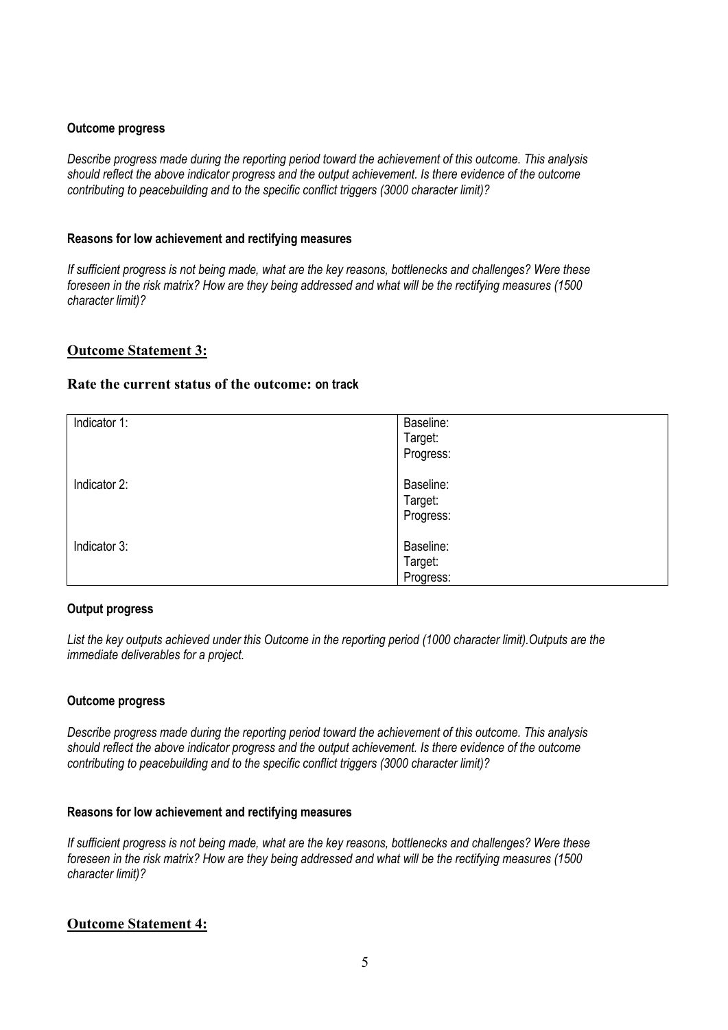**Outcome progress**

*Describe progress made during the reporting period toward the achievement of this outcome. This analysis should reflect the above indicator progress and the output achievement. Is there evidence of the outcome contributing to peacebuilding and to the specific conflict triggers (3000 character limit)?*

**Reasons for low achievement and rectifying measures**

*If sufficient progress is not being made, what are the key reasons, bottlenecks and challenges? Were these foreseen in the risk matrix? How are they being addressed and what will be the rectifying measures (1500 character limit)?*

## Outcome Statement 3:

### Rate the current status of the outcome: on track

| | |
|---|---|
| Indicator 1: | Baseline:<br>Target:<br>Progress: |
| Indicator 2: | Baseline:<br>Target:<br>Progress: |
| Indicator 3: | Baseline:<br>Target:<br>Progress: |

**Output progress**

*List the key outputs achieved under this Outcome in the reporting period (1000 character limit).Outputs are the immediate deliverables for a project.*

**Outcome progress**

*Describe progress made during the reporting period toward the achievement of this outcome. This analysis should reflect the above indicator progress and the output achievement. Is there evidence of the outcome contributing to peacebuilding and to the specific conflict triggers (3000 character limit)?*

**Reasons for low achievement and rectifying measures**

*If sufficient progress is not being made, what are the key reasons, bottlenecks and challenges? Were these foreseen in the risk matrix? How are they being addressed and what will be the rectifying measures (1500 character limit)?*

## Outcome Statement 4: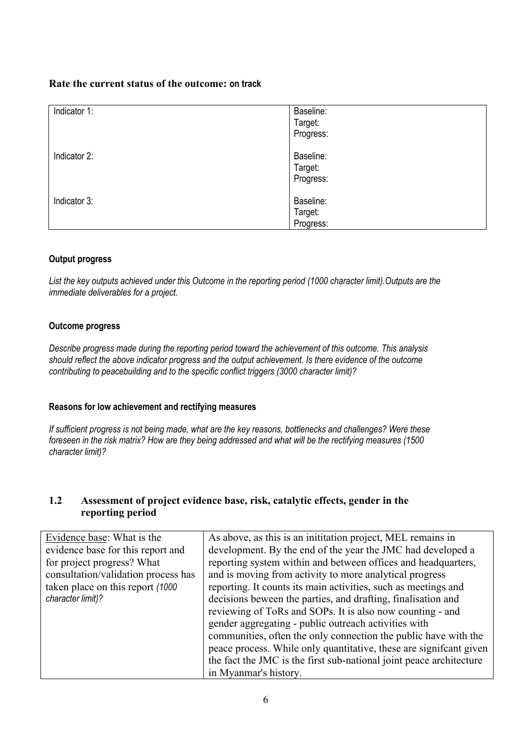**Rate the current status of the outcome:** on track

| | |
|---|---|
| Indicator 1: | Baseline:<br>Target:<br>Progress: |
| Indicator 2: | Baseline:<br>Target:<br>Progress: |
| Indicator 3: | Baseline:<br>Target:<br>Progress: |

#### Output progress

*List the key outputs achieved under this Outcome in the reporting period (1000 character limit).Outputs are the immediate deliverables for a project.*

#### Outcome progress

*Describe progress made during the reporting period toward the achievement of this outcome. This analysis should reflect the above indicator progress and the output achievement. Is there evidence of the outcome contributing to peacebuilding and to the specific conflict triggers (3000 character limit)?*

#### Reasons for low achievement and rectifying measures

*If sufficient progress is not being made, what are the key reasons, bottlenecks and challenges? Were these foreseen in the risk matrix? How are they being addressed and what will be the rectifying measures (1500 character limit)?*

## 1.2 Assessment of project evidence base, risk, catalytic effects, gender in the reporting period

| | |
|---|---|
| Evidence base: What is the evidence base for this report and for project progress? What consultation/validation process has taken place on this report *(1000 character limit)?* | As above, as this is an inititation project, MEL remains in development. By the end of the year the JMC had developed a reporting system within and between offices and headquarters, and is moving from activity to more analytical progress reporting. It counts its main activities, such as meetings and decisions beween the parties, and drafting, finalisation and reviewing of ToRs and SOPs. It is also now counting - and gender aggregating - public outreach activities with communities, often the only connection the public have with the peace process. While only quantitative, these are signifcant given the fact the JMC is the first sub-national joint peace architecture in Myanmar's history. |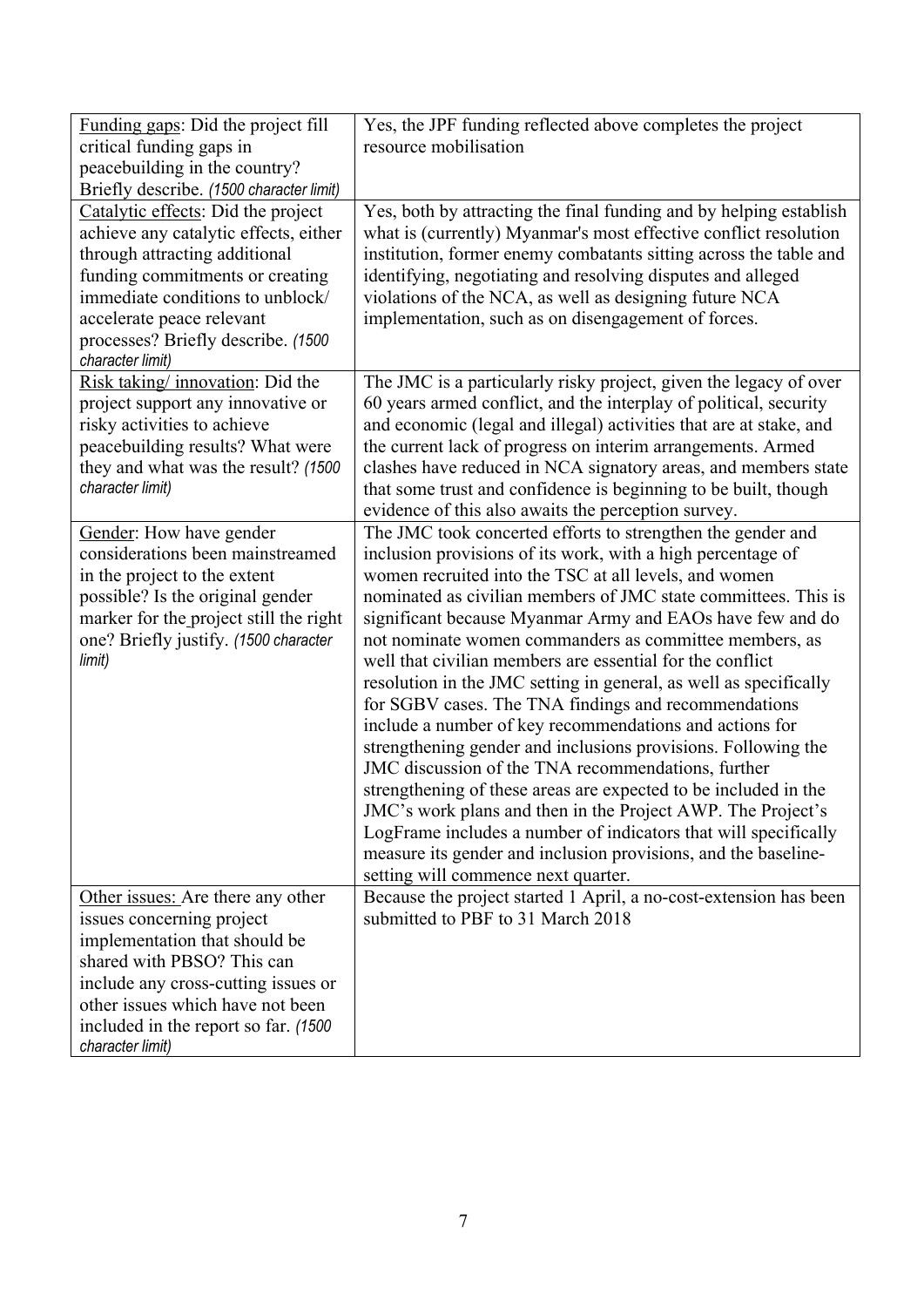| | |
|---|---|
| Funding gaps: Did the project fill critical funding gaps in peacebuilding in the country? Briefly describe. *(1500 character limit)* | Yes, the JPF funding reflected above completes the project resource mobilisation |
| Catalytic effects: Did the project achieve any catalytic effects, either through attracting additional funding commitments or creating immediate conditions to unblock/ accelerate peace relevant processes? Briefly describe. *(1500 character limit)* | Yes, both by attracting the final funding and by helping establish what is (currently) Myanmar's most effective conflict resolution institution, former enemy combatants sitting across the table and identifying, negotiating and resolving disputes and alleged violations of the NCA, as well as designing future NCA implementation, such as on disengagement of forces. |
| Risk taking/ innovation: Did the project support any innovative or risky activities to achieve peacebuilding results? What were they and what was the result? *(1500 character limit)* | The JMC is a particularly risky project, given the legacy of over 60 years armed conflict, and the interplay of political, security and economic (legal and illegal) activities that are at stake, and the current lack of progress on interim arrangements. Armed clashes have reduced in NCA signatory areas, and members state that some trust and confidence is beginning to be built, though evidence of this also awaits the perception survey. |
| Gender: How have gender considerations been mainstreamed in the project to the extent possible? Is the original gender marker for the project still the right one? Briefly justify. *(1500 character limit)* | The JMC took concerted efforts to strengthen the gender and inclusion provisions of its work, with a high percentage of women recruited into the TSC at all levels, and women nominated as civilian members of JMC state committees. This is significant because Myanmar Army and EAOs have few and do not nominate women commanders as committee members, as well that civilian members are essential for the conflict resolution in the JMC setting in general, as well as specifically for SGBV cases. The TNA findings and recommendations include a number of key recommendations and actions for strengthening gender and inclusions provisions. Following the JMC discussion of the TNA recommendations, further strengthening of these areas are expected to be included in the JMC's work plans and then in the Project AWP. The Project's LogFrame includes a number of indicators that will specifically measure its gender and inclusion provisions, and the baseline-setting will commence next quarter. |
| Other issues: Are there any other issues concerning project implementation that should be shared with PBSO? This can include any cross-cutting issues or other issues which have not been included in the report so far. *(1500 character limit)* | Because the project started 1 April, a no-cost-extension has been submitted to PBF to 31 March 2018 |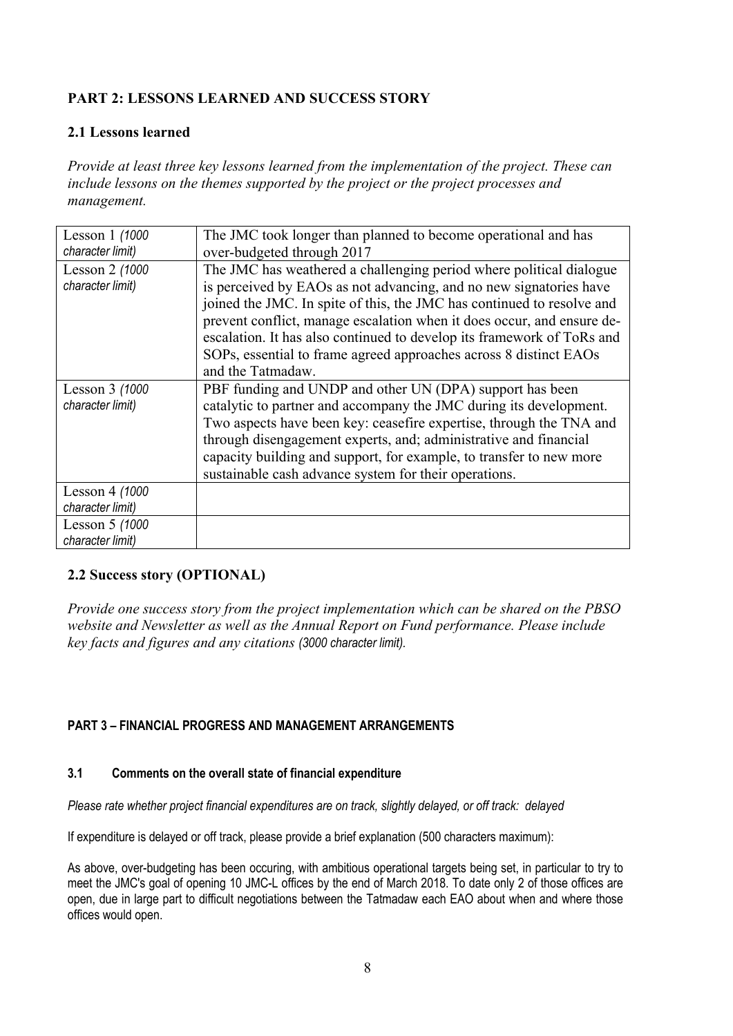## PART 2: LESSONS LEARNED AND SUCCESS STORY

### 2.1 Lessons learned

*Provide at least three key lessons learned from the implementation of the project. These can include lessons on the themes supported by the project or the project processes and management.*

| | |
|---|---|
| Lesson 1 *(1000 character limit)* | The JMC took longer than planned to become operational and has over-budgeted through 2017 |
| Lesson 2 *(1000 character limit)* | The JMC has weathered a challenging period where political dialogue is perceived by EAOs as not advancing, and no new signatories have joined the JMC. In spite of this, the JMC has continued to resolve and prevent conflict, manage escalation when it does occur, and ensure de-escalation. It has also continued to develop its framework of ToRs and SOPs, essential to frame agreed approaches across 8 distinct EAOs and the Tatmadaw. |
| Lesson 3 *(1000 character limit)* | PBF funding and UNDP and other UN (DPA) support has been catalytic to partner and accompany the JMC during its development. Two aspects have been key: ceasefire expertise, through the TNA and through disengagement experts, and; administrative and financial capacity building and support, for example, to transfer to new more sustainable cash advance system for their operations. |
| Lesson 4 *(1000 character limit)* | |
| Lesson 5 *(1000 character limit)* | |

### 2.2 Success story (OPTIONAL)

*Provide one success story from the project implementation which can be shared on the PBSO website and Newsletter as well as the Annual Report on Fund performance. Please include key facts and figures and any citations (3000 character limit).*

## PART 3 – FINANCIAL PROGRESS AND MANAGEMENT ARRANGEMENTS

### 3.1 Comments on the overall state of financial expenditure

*Please rate whether project financial expenditures are on track, slightly delayed, or off track:* delayed

If expenditure is delayed or off track, please provide a brief explanation (500 characters maximum):

As above, over-budgeting has been occuring, with ambitious operational targets being set, in particular to try to meet the JMC's goal of opening 10 JMC-L offices by the end of March 2018. To date only 2 of those offices are open, due in large part to difficult negotiations between the Tatmadaw each EAO about when and where those offices would open.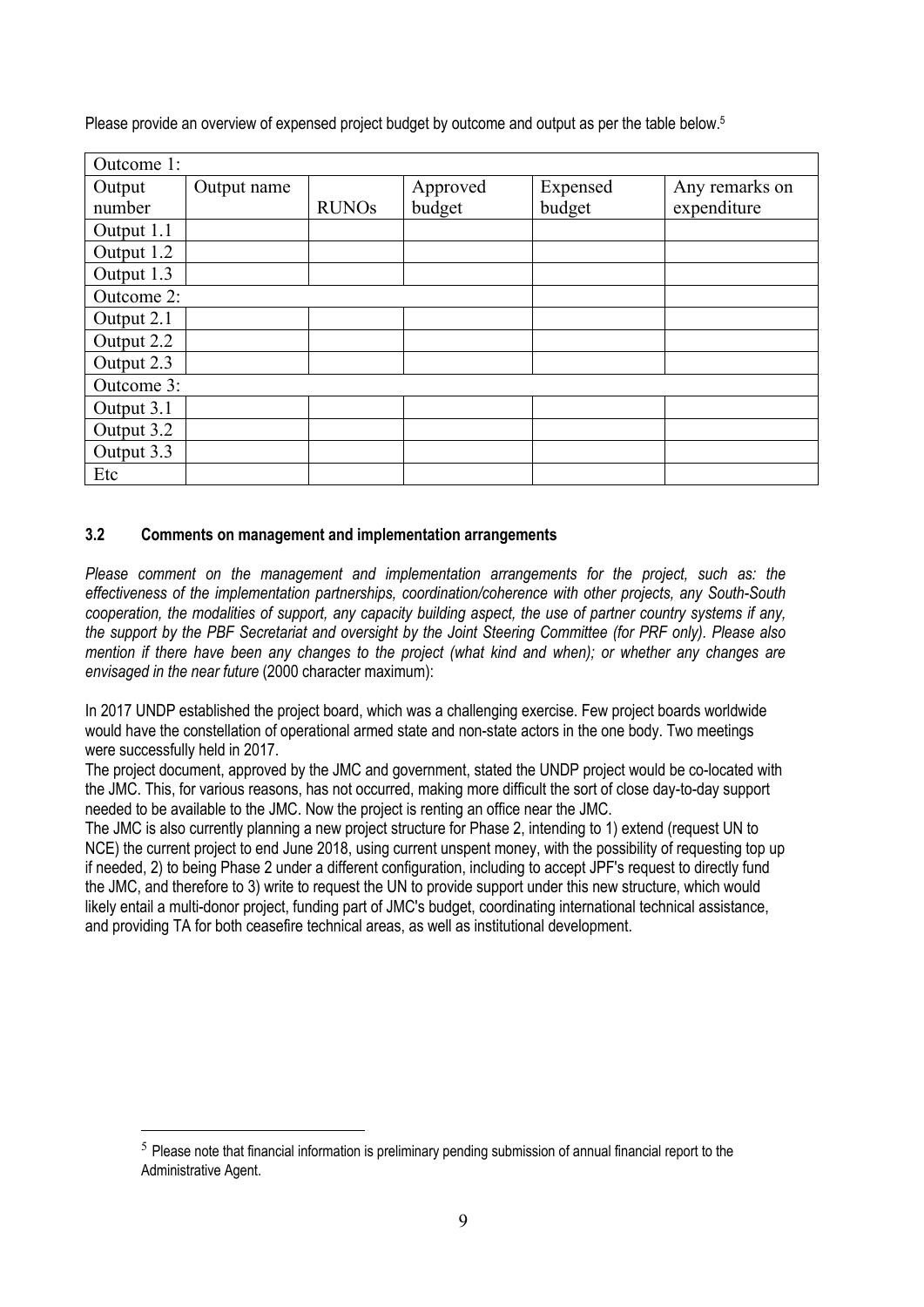Please provide an overview of expensed project budget by outcome and output as per the table below.[5]

| Outcome 1: | | | | | |
|---|---|---|---|---|---|
| Output number | Output name | RUNOs | Approved budget | Expensed budget | Any remarks on expenditure |
| Output 1.1 | | | | | |
| Output 1.2 | | | | | |
| Output 1.3 | | | | | |
| Outcome 2: | | | | | |
| Output 2.1 | | | | | |
| Output 2.2 | | | | | |
| Output 2.3 | | | | | |
| Outcome 3: | | | | | |
| Output 3.1 | | | | | |
| Output 3.2 | | | | | |
| Output 3.3 | | | | | |
| Etc | | | | | |

### 3.2 Comments on management and implementation arrangements

*Please comment on the management and implementation arrangements for the project, such as: the effectiveness of the implementation partnerships, coordination/coherence with other projects, any South-South cooperation, the modalities of support, any capacity building aspect, the use of partner country systems if any, the support by the PBF Secretariat and oversight by the Joint Steering Committee (for PRF only). Please also mention if there have been any changes to the project (what kind and when); or whether any changes are envisaged in the near future* (2000 character maximum):

In 2017 UNDP established the project board, which was a challenging exercise. Few project boards worldwide would have the constellation of operational armed state and non-state actors in the one body. Two meetings were successfully held in 2017.

The project document, approved by the JMC and government, stated the UNDP project would be co-located with the JMC. This, for various reasons, has not occurred, making more difficult the sort of close day-to-day support needed to be available to the JMC. Now the project is renting an office near the JMC.

The JMC is also currently planning a new project structure for Phase 2, intending to 1) extend (request UN to NCE) the current project to end June 2018, using current unspent money, with the possibility of requesting top up if needed, 2) to being Phase 2 under a different configuration, including to accept JPF's request to directly fund the JMC, and therefore to 3) write to request the UN to provide support under this new structure, which would likely entail a multi-donor project, funding part of JMC's budget, coordinating international technical assistance, and providing TA for both ceasefire technical areas, as well as institutional development.

[5] Please note that financial information is preliminary pending submission of annual financial report to the Administrative Agent.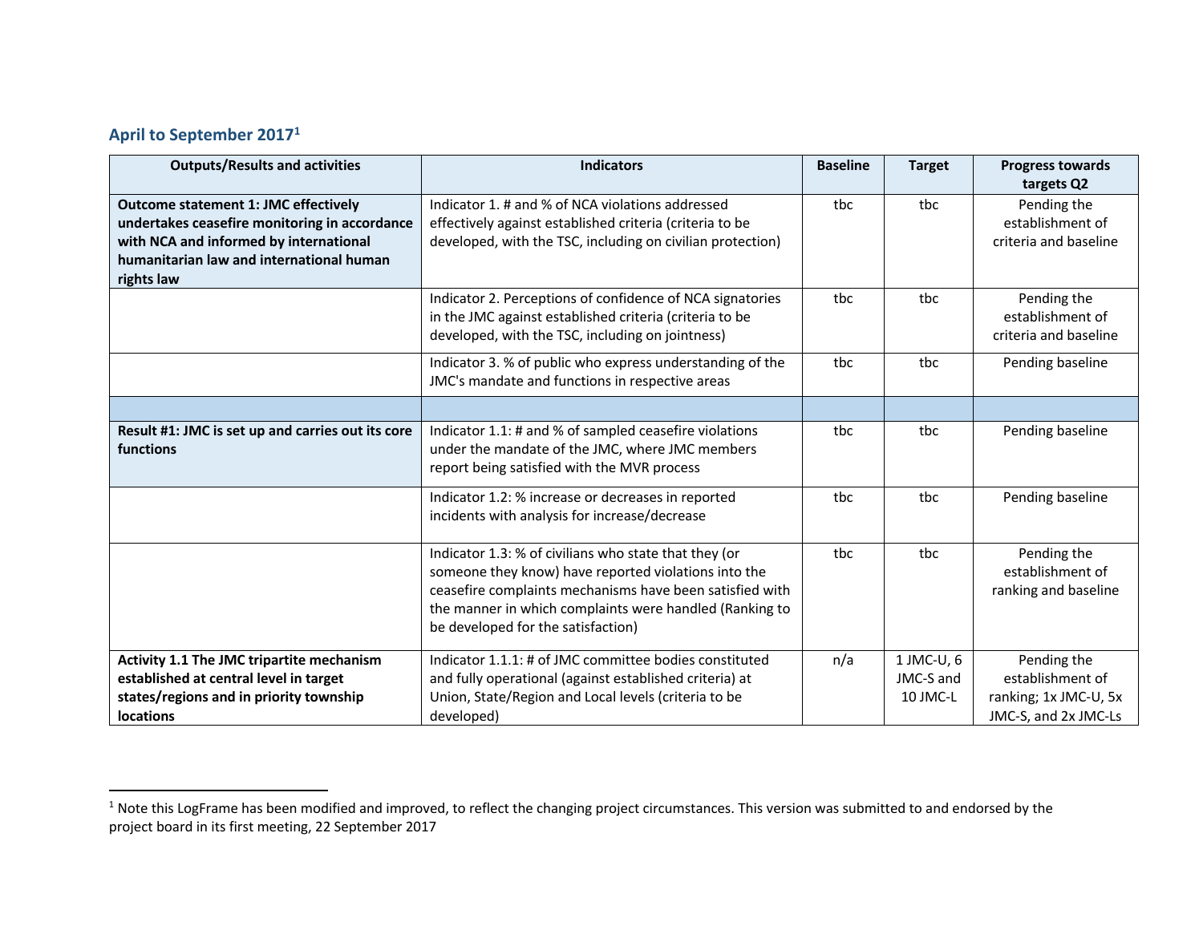## April to September 2017[1]

| Outputs/Results and activities | Indicators | Baseline | Target | Progress towards targets Q2 |
|---|---|---|---|---|
| **Outcome statement 1: JMC effectively undertakes ceasefire monitoring in accordance with NCA and informed by international humanitarian law and international human rights law** | Indicator 1. # and % of NCA violations addressed effectively against established criteria (criteria to be developed, with the TSC, including on civilian protection) | tbc | tbc | Pending the establishment of criteria and baseline |
| | Indicator 2. Perceptions of confidence of NCA signatories in the JMC against established criteria (criteria to be developed, with the TSC, including on jointness) | tbc | tbc | Pending the establishment of criteria and baseline |
| | Indicator 3. % of public who express understanding of the JMC's mandate and functions in respective areas | tbc | tbc | Pending baseline |
| | | | | |
| **Result #1: JMC is set up and carries out its core functions** | Indicator 1.1: # and % of sampled ceasefire violations under the mandate of the JMC, where JMC members report being satisfied with the MVR process | tbc | tbc | Pending baseline |
| | Indicator 1.2: % increase or decreases in reported incidents with analysis for increase/decrease | tbc | tbc | Pending baseline |
| | Indicator 1.3: % of civilians who state that they (or someone they know) have reported violations into the ceasefire complaints mechanisms have been satisfied with the manner in which complaints were handled (Ranking to be developed for the satisfaction) | tbc | tbc | Pending the establishment of ranking and baseline |
| **Activity 1.1 The JMC tripartite mechanism established at central level in target states/regions and in priority township locations** | Indicator 1.1.1: # of JMC committee bodies constituted and fully operational (against established criteria) at Union, State/Region and Local levels (criteria to be developed) | n/a | 1 JMC-U, 6 JMC-S and 10 JMC-L | Pending the establishment of ranking; 1x JMC-U, 5x JMC-S, and 2x JMC-Ls |

[1] Note this LogFrame has been modified and improved, to reflect the changing project circumstances. This version was submitted to and endorsed by the project board in its first meeting, 22 September 2017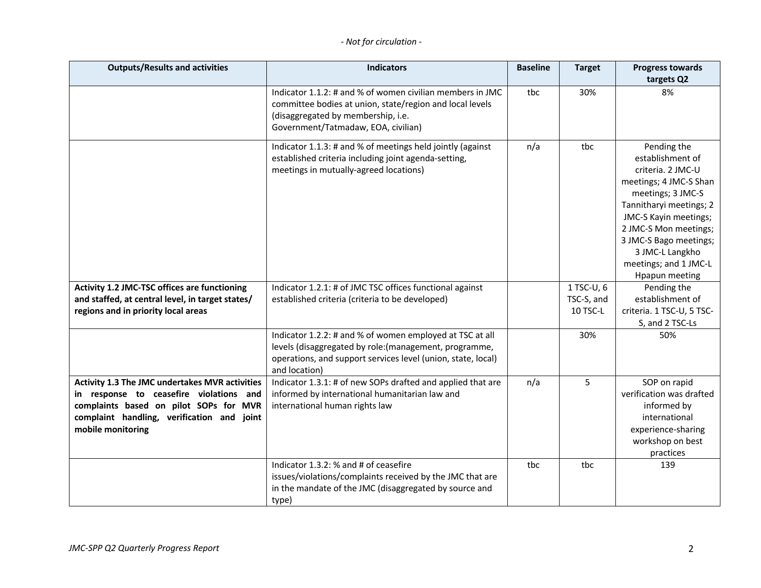- *Not for circulation* -

| Outputs/Results and activities | Indicators | Baseline | Target | Progress towards targets Q2 |
|---|---|---|---|---|
| | Indicator 1.1.2: # and % of women civilian members in JMC committee bodies at union, state/region and local levels (disaggregated by membership, i.e. Government/Tatmadaw, EOA, civilian) | tbc | 30% | 8% |
| | Indicator 1.1.3: # and % of meetings held jointly (against established criteria including joint agenda-setting, meetings in mutually-agreed locations) | n/a | tbc | Pending the establishment of criteria. 2 JMC-U meetings; 4 JMC-S Shan meetings; 3 JMC-S Tannitharyi meetings; 2 JMC-S Kayin meetings; 2 JMC-S Mon meetings; 3 JMC-S Bago meetings; 3 JMC-L Langkho meetings; and 1 JMC-L Hpapun meeting |
| **Activity 1.2 JMC-TSC offices are functioning and staffed, at central level, in target states/ regions and in priority local areas** | Indicator 1.2.1: # of JMC TSC offices functional against established criteria (criteria to be developed) | | 1 TSC-U, 6 TSC-S, and 10 TSC-L | Pending the establishment of criteria. 1 TSC-U, 5 TSC-S, and 2 TSC-Ls |
| | Indicator 1.2.2: # and % of women employed at TSC at all levels (disaggregated by role:(management, programme, operations, and support services level (union, state, local) and location) | | 30% | 50% |
| **Activity 1.3 The JMC undertakes MVR activities in response to ceasefire violations and complaints based on pilot SOPs for MVR complaint handling, verification and joint mobile monitoring** | Indicator 1.3.1: # of new SOPs drafted and applied that are informed by international humanitarian law and international human rights law | n/a | 5 | SOP on rapid verification was drafted informed by international experience-sharing workshop on best practices |
| | Indicator 1.3.2: % and # of ceasefire issues/violations/complaints received by the JMC that are in the mandate of the JMC (disaggregated by source and type) | tbc | tbc | 139 |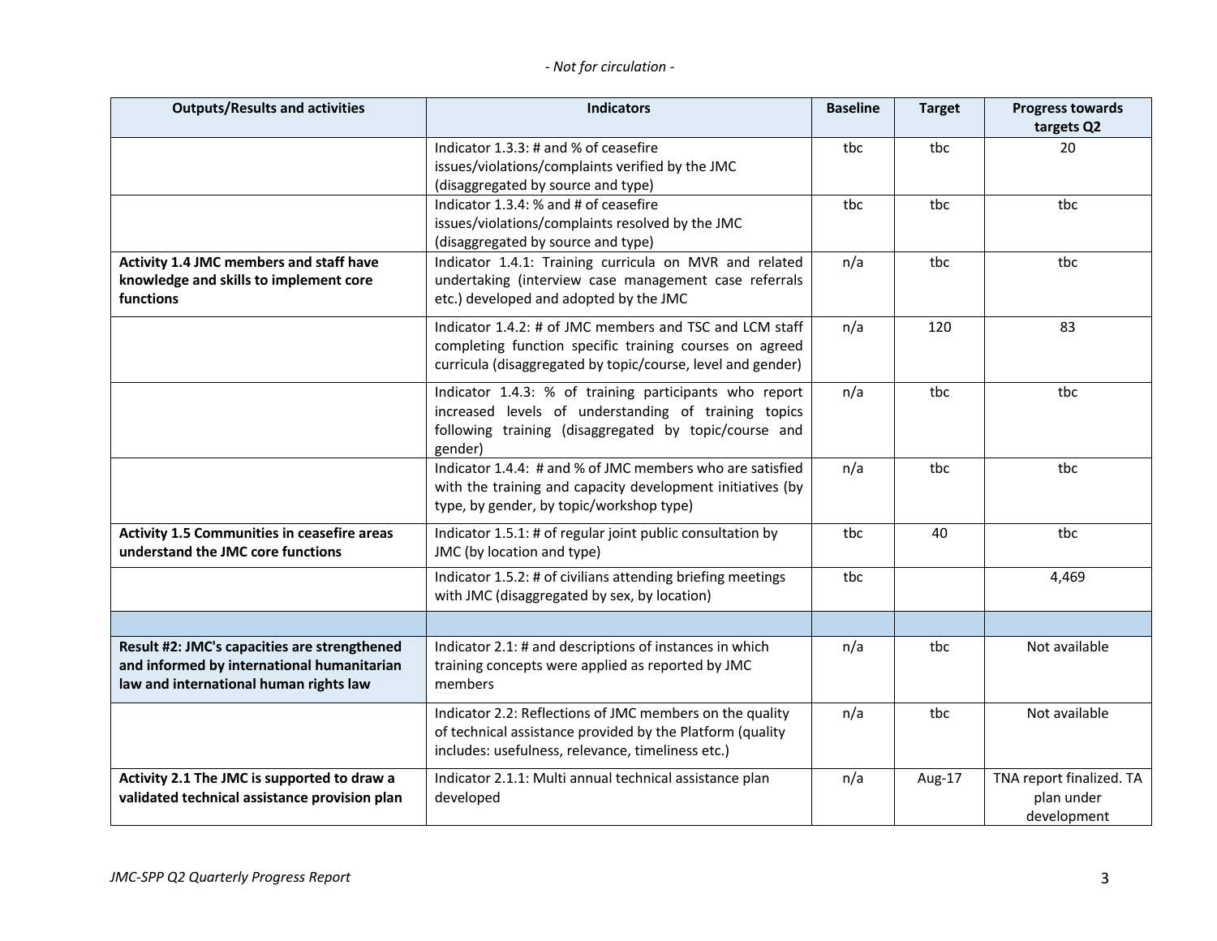| Outputs/Results and activities | Indicators | Baseline | Target | Progress towards targets Q2 |
|---|---|---|---|---|
| | Indicator 1.3.3: # and % of ceasefire issues/violations/complaints verified by the JMC (disaggregated by source and type) | tbc | tbc | 20 |
| | Indicator 1.3.4: % and # of ceasefire issues/violations/complaints resolved by the JMC (disaggregated by source and type) | tbc | tbc | tbc |
| **Activity 1.4 JMC members and staff have knowledge and skills to implement core functions** | Indicator 1.4.1: Training curricula on MVR and related undertaking (interview case management case referrals etc.) developed and adopted by the JMC | n/a | tbc | tbc |
| | Indicator 1.4.2: # of JMC members and TSC and LCM staff completing function specific training courses on agreed curricula (disaggregated by topic/course, level and gender) | n/a | 120 | 83 |
| | Indicator 1.4.3: % of training participants who report increased levels of understanding of training topics following training (disaggregated by topic/course and gender) | n/a | tbc | tbc |
| | Indicator 1.4.4: # and % of JMC members who are satisfied with the training and capacity development initiatives (by type, by gender, by topic/workshop type) | n/a | tbc | tbc |
| **Activity 1.5 Communities in ceasefire areas understand the JMC core functions** | Indicator 1.5.1: # of regular joint public consultation by JMC (by location and type) | tbc | 40 | tbc |
| | Indicator 1.5.2: # of civilians attending briefing meetings with JMC (disaggregated by sex, by location) | tbc | | 4,469 |
| | | | | |
| **Result #2: JMC's capacities are strengthened and informed by international humanitarian law and international human rights law** | Indicator 2.1: # and descriptions of instances in which training concepts were applied as reported by JMC members | n/a | tbc | Not available |
| | Indicator 2.2: Reflections of JMC members on the quality of technical assistance provided by the Platform (quality includes: usefulness, relevance, timeliness etc.) | n/a | tbc | Not available |
| **Activity 2.1 The JMC is supported to draw a validated technical assistance provision plan** | Indicator 2.1.1: Multi annual technical assistance plan developed | n/a | Aug-17 | TNA report finalized. TA plan under development |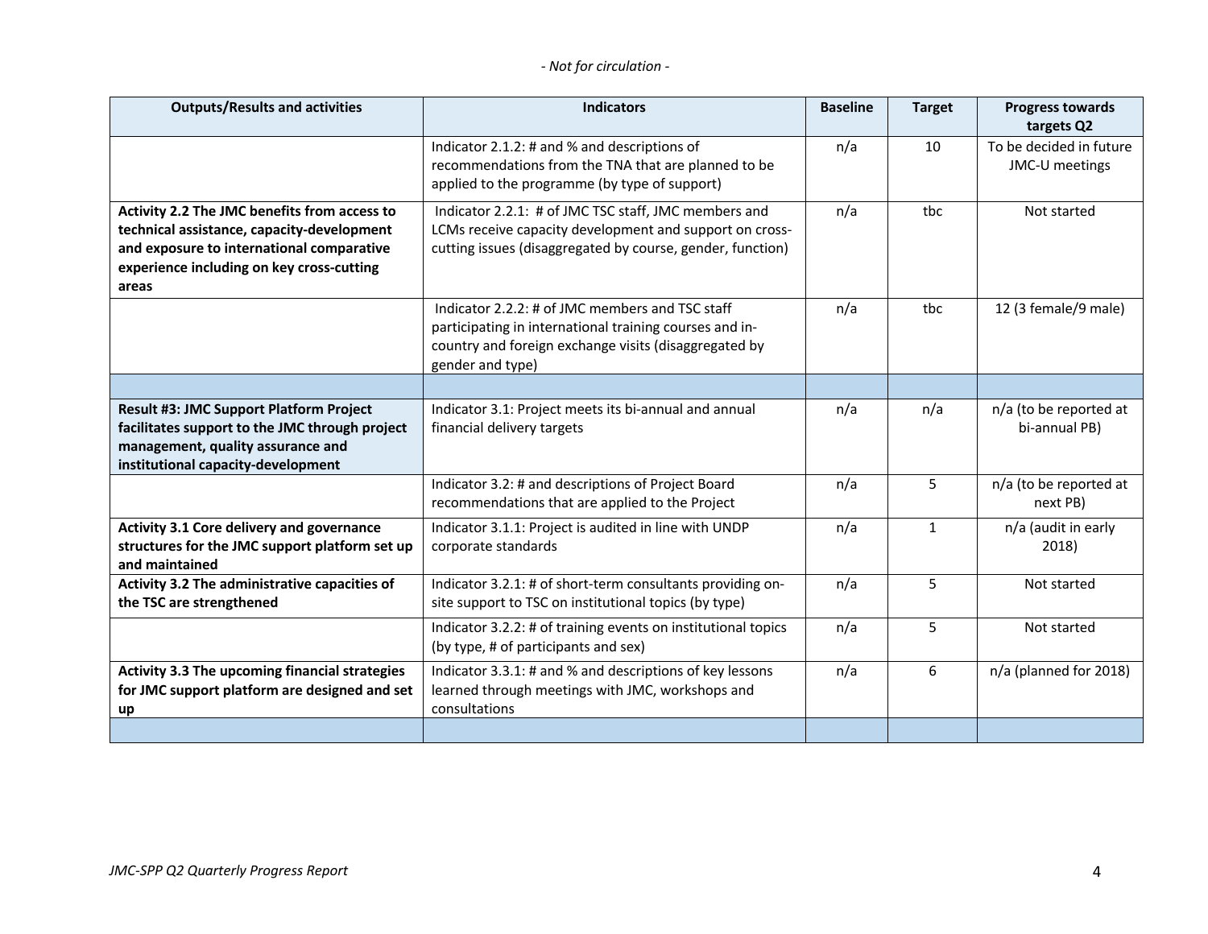| Outputs/Results and activities | Indicators | Baseline | Target | Progress towards targets Q2 |
|---|---|---|---|---|
| | Indicator 2.1.2: # and % and descriptions of recommendations from the TNA that are planned to be applied to the programme (by type of support) | n/a | 10 | To be decided in future JMC-U meetings |
| **Activity 2.2 The JMC benefits from access to technical assistance, capacity-development and exposure to international comparative experience including on key cross-cutting areas** | Indicator 2.2.1: # of JMC TSC staff, JMC members and LCMs receive capacity development and support on cross-cutting issues (disaggregated by course, gender, function) | n/a | tbc | Not started |
| | Indicator 2.2.2: # of JMC members and TSC staff participating in international training courses and in-country and foreign exchange visits (disaggregated by gender and type) | n/a | tbc | 12 (3 female/9 male) |
| | | | | |
| **Result #3: JMC Support Platform Project facilitates support to the JMC through project management, quality assurance and institutional capacity-development** | Indicator 3.1: Project meets its bi-annual and annual financial delivery targets | n/a | n/a | n/a (to be reported at bi-annual PB) |
| | Indicator 3.2: # and descriptions of Project Board recommendations that are applied to the Project | n/a | 5 | n/a (to be reported at next PB) |
| **Activity 3.1 Core delivery and governance structures for the JMC support platform set up and maintained** | Indicator 3.1.1: Project is audited in line with UNDP corporate standards | n/a | 1 | n/a (audit in early 2018) |
| **Activity 3.2 The administrative capacities of the TSC are strengthened** | Indicator 3.2.1: # of short-term consultants providing on-site support to TSC on institutional topics (by type) | n/a | 5 | Not started |
| | Indicator 3.2.2: # of training events on institutional topics (by type, # of participants and sex) | n/a | 5 | Not started |
| **Activity 3.3 The upcoming financial strategies for JMC support platform are designed and set up** | Indicator 3.3.1: # and % and descriptions of key lessons learned through meetings with JMC, workshops and consultations | n/a | 6 | n/a (planned for 2018) |
| | | | | |